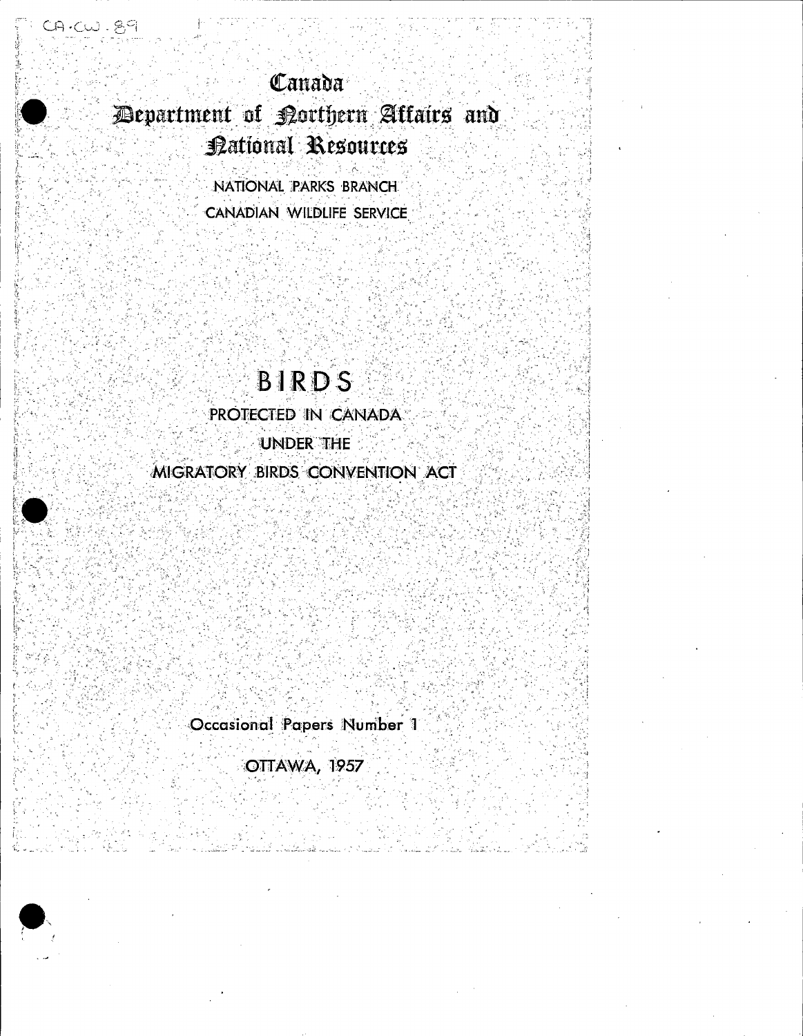CA·CW.89

# Canada

# Department of Northern Affairs and National Resources

NATIONAL PARKS BRANCH

CANADIAN WILDLIFE SERVICE

# BIRDS

## PROTECTED IN CANADA UNDER THE MIGRATORY BIRDS CONVENTION ACT

Occasional Papers Number 1

OTTAWA, 1957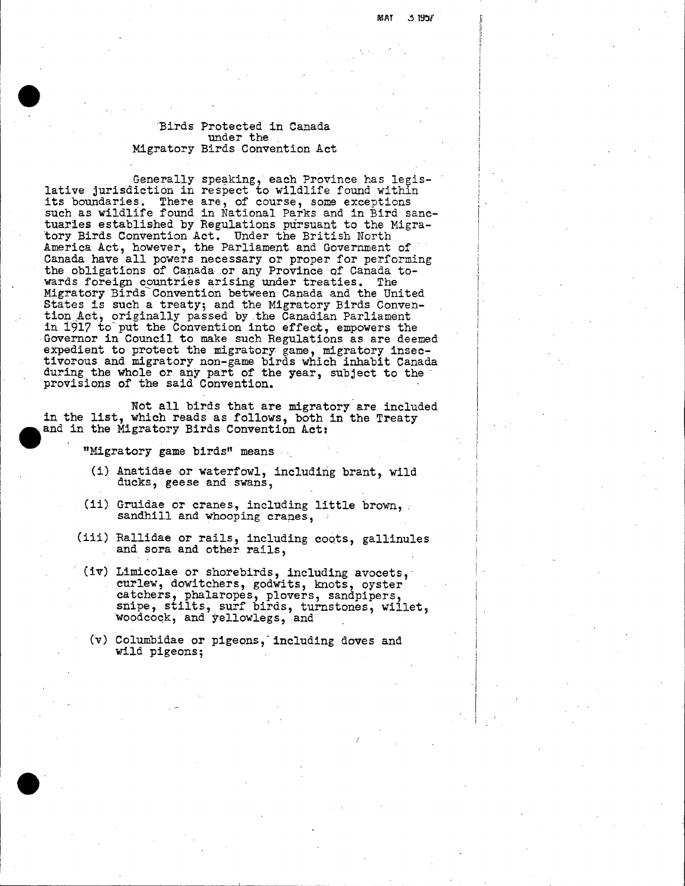# Birds Protected in Canada under the Migratory Birds Convention Act

Generally speaking, each Province has legislative jurisdiction in respect to wildlife found within its boundaries. There are, of course, some exceptions such as wildlife found in National Parks and in Bird sanctuaries established by Regulations pursuant to the Migratory Birds Convention Act. Under the British North America Act, however, the Parliament and Government of Canada have all powers necessary or proper for performing the obligations of Canada or any Province of Canada towards foreign countries arising under treaties. The Migratory Birds Convention between Canada and the United States is such a treaty; and the Migratory Birds Convention Act, originally passed by the Canadian Parliament in 1917 to put the Convention into effect, empowers the Governor in Council to make such Regulations as are deemed expedient to protect the migratory game, migratory insectivorous and migratory non-game birds which inhabit Canada during the whole or any part of the year, subject to the provisions of the said Convention.

Not all birds that are migratory are included in the list, which reads as follows, both in the Treaty and in the Migratory Birds Convention Act:

"Migratory game birds" means

(i) Anatidae or waterfowl, including brant, wild ducks, geese and swans,

(ii) Gruidae or cranes, including little brown, sandhill and whooping cranes,

(iii) Rallidae or rails, including coots, gallinules and sora and other rails,

(iv) Limicolae or shorebirds, including avocets, curlew, dowitchers, godwits, knots, oyster catchers, phalaropes, plovers, sandpipers, snipe, stilts, surf birds, turnstones, willet, woodcock, and yellowlegs, and

(v) Columbidae or pigeons, including doves and wild pigeons;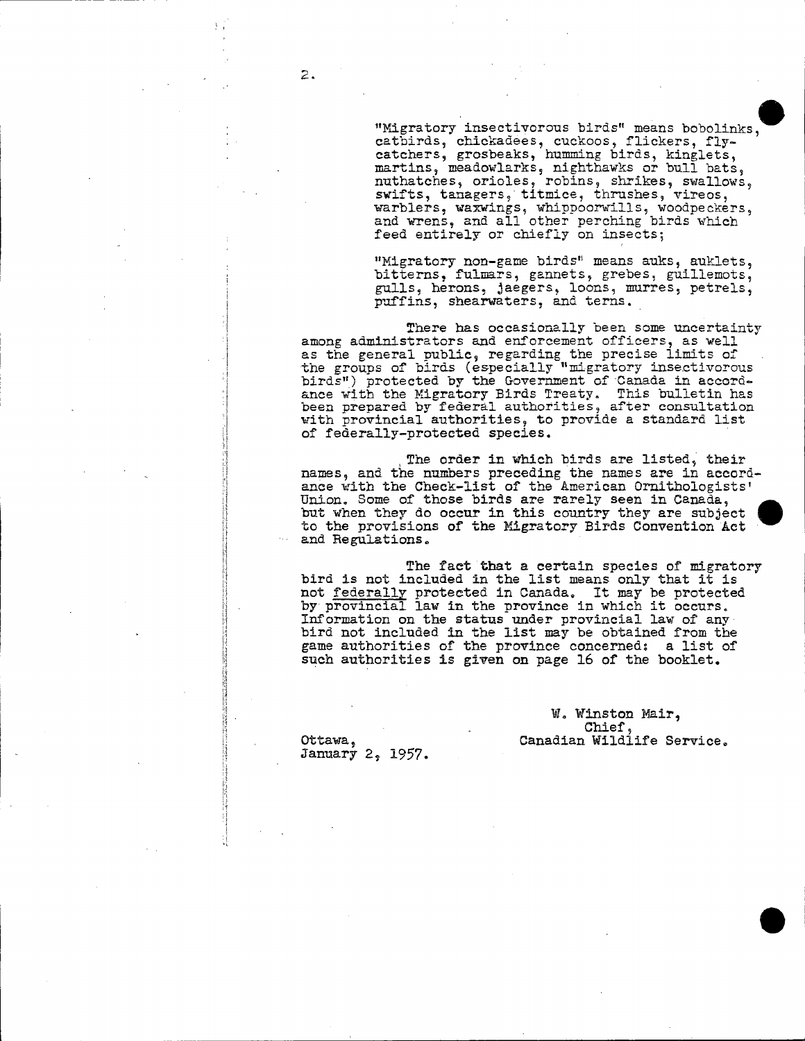"Migratory insectivorous birds" means bobolinks, catbirds, chickadees, cuckoos, flickers, flycatchers, grosbeaks, humming birds, kinglets, martins, meadowlarks, nighthawks or bull bats, nuthatches, orioles, robins, shrikes, swallows, swifts, tanagers, titmice, thrushes, vireos, warblers, waxwings, whippoorwills, woodpeckers, and wrens, and all other perching birds which feed entirely or chiefly on insects;

"Migratory non-game birds" means auks, auklets, bitterns, fulmars, gannets, grebes, guillemots, gulls, herons, jaegers, loons, murres, petrels, puffins, shearwaters, and terns.

There has occasionally been some uncertainty among administrators and enforcement officers, as well as the general public, regarding the precise limits of the groups of birds (especially "migratory insectivorous birds") protected by the Government of Canada in accordance with the Migratory Birds Treaty. This bulletin has been prepared by federal authorities, after consultation with provincial authorities, to provide a standard list of federally-protected species.

The order in which birds are listed, their names, and the numbers preceding the names are in accordance with the Check-list of the American Ornithologists' Union. Some of those birds are rarely seen in Canada, but when they do occur in this country they are subject to the provisions of the Migratory Birds Convention Act and Regulations.

The fact that a certain species of migratory bird is not included in the list means only that it is not <u>federally</u> protected in Canada. It may be protected by provincial law in the province in which it occurs. Information on the status under provincial law of any bird not included in the list may be obtained from the game authorities of the province concerned: a list of such authorities is given on page 16 of the booklet.

W. Winston Mair,
Chief,
Canadian Wildlife Service.

Ottawa,
January 2, 1957.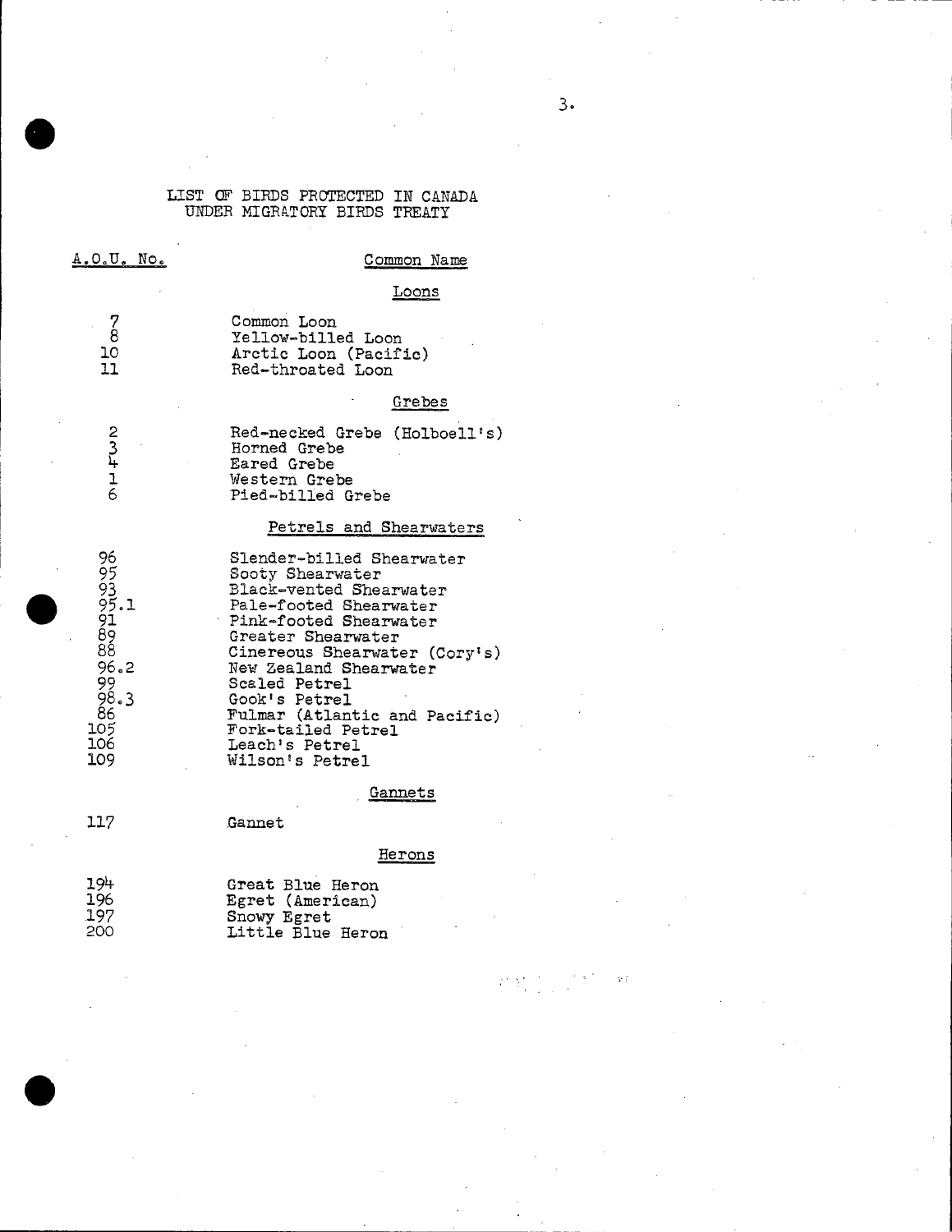# LIST OF BIRDS PROTECTED IN CANADA UNDER MIGRATORY BIRDS TREATY

| A.O.U. No. | Common Name |
|---|---|
| | **Loons** |
| 7 | Common Loon |
| 8 | Yellow-billed Loon |
| 10 | Arctic Loon (Pacific) |
| 11 | Red-throated Loon |
| | **Grebes** |
| 2 | Red-necked Grebe (Holboell's) |
| 3 | Horned Grebe |
| 4 | Eared Grebe |
| 1 | Western Grebe |
| 6 | Pied-billed Grebe |
| | **Petrels and Shearwaters** |
| 96 | Slender-billed Shearwater |
| 95 | Sooty Shearwater |
| 93 | Black-vented Shearwater |
| 95.1 | Pale-footed Shearwater |
| 91 | Pink-footed Shearwater |
| 89 | Greater Shearwater |
| 88 | Cinereous Shearwater (Cory's) |
| 96.2 | New Zealand Shearwater |
| 99 | Scaled Petrel |
| 98.3 | Gook's Petrel |
| 86 | Fulmar (Atlantic and Pacific) |
| 105 | Fork-tailed Petrel |
| 106 | Leach's Petrel |
| 109 | Wilson's Petrel |
| | **Gannets** |
| 117 | Gannet |
| | **Herons** |
| 194 | Great Blue Heron |
| 196 | Egret (American) |
| 197 | Snowy Egret |
| 200 | Little Blue Heron |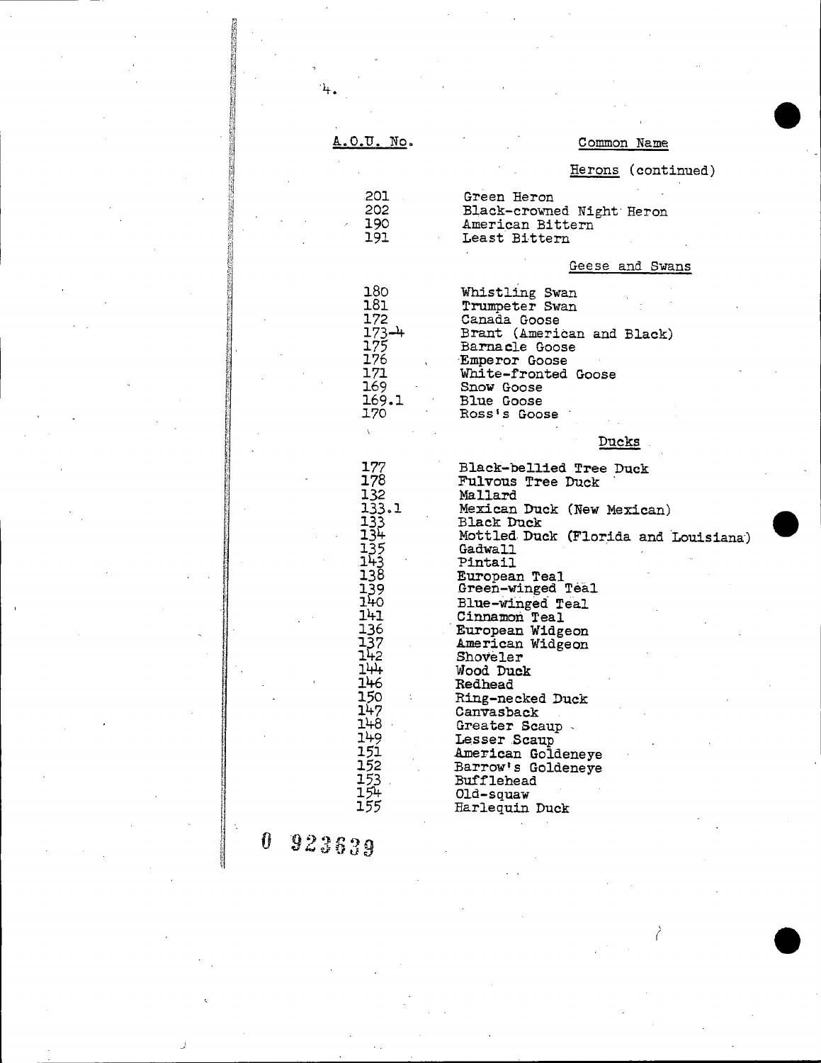| A.O.U. No. | Common Name |
|---|---|
| | **Herons (continued)** |
| 201 | Green Heron |
| 202 | Black-crowned Night Heron |
| 190 | American Bittern |
| 191 | Least Bittern |
| | **Geese and Swans** |
| 180 | Whistling Swan |
| 181 | Trumpeter Swan |
| 172 | Canada Goose |
| 173-4 | Brant (American and Black) |
| 175 | Barnacle Goose |
| 176 | Emperor Goose |
| 171 | White-fronted Goose |
| 169 | Snow Goose |
| 169.1 | Blue Goose |
| 170 | Ross's Goose |
| | **Ducks** |
| 177 | Black-bellied Tree Duck |
| 178 | Fulvous Tree Duck |
| 132 | Mallard |
| 133.1 | Mexican Duck (New Mexican) |
| 133 | Black Duck |
| 134 | Mottled Duck (Florida and Louisiana) |
| 135 | Gadwall |
| 143 | Pintail |
| 138 | European Teal |
| 139 | Green-winged Teal |
| 140 | Blue-winged Teal |
| 141 | Cinnamon Teal |
| 136 | European Widgeon |
| 137 | American Widgeon |
| 142 | Shoveler |
| 144 | Wood Duck |
| 146 | Redhead |
| 150 | Ring-necked Duck |
| 147 | Canvasback |
| 148 | Greater Scaup |
| 149 | Lesser Scaup |
| 151 | American Goldeneye |
| 152 | Barrow's Goldeneye |
| 153 | Bufflehead |
| 154 | Old-squaw |
| 155 | Harlequin Duck |

0 923639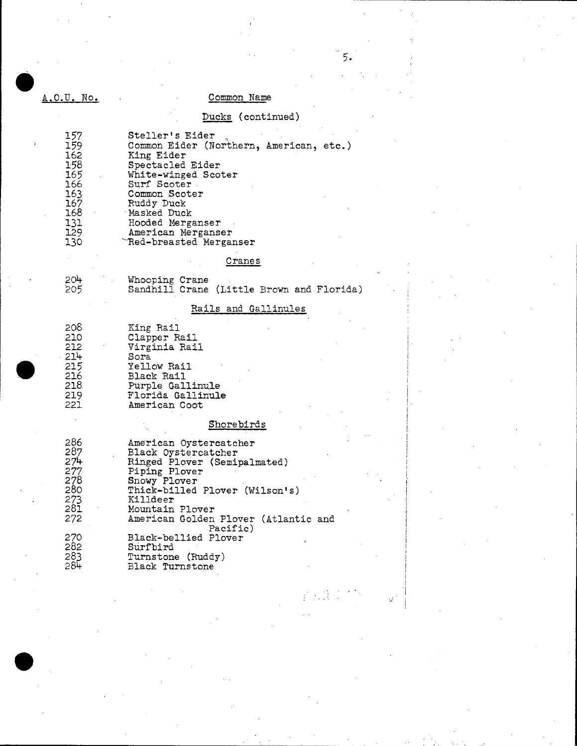| A.O.U. No. | Common Name |
|---|---|
| | **Ducks (continued)** |
| 157 | Steller's Eider |
| 159 | Common Eider (Northern, American, etc.) |
| 162 | King Eider |
| 158 | Spectacled Eider |
| 165 | White-winged Scoter |
| 166 | Surf Scoter |
| 163 | Common Scoter |
| 167 | Ruddy Duck |
| 168 | Masked Duck |
| 131 | Hooded Merganser |
| 129 | American Merganser |
| 130 | Red-breasted Merganser |
| | **Cranes** |
| 204 | Whooping Crane |
| 205 | Sandhill Crane (Little Brown and Florida) |
| | **Rails and Gallinules** |
| 208 | King Rail |
| 210 | Clapper Rail |
| 212 | Virginia Rail |
| 214 | Sora |
| 215 | Yellow Rail |
| 216 | Black Rail |
| 218 | Purple Gallinule |
| 219 | Florida Gallinule |
| 221 | American Coot |
| | **Shorebirds** |
| 286 | American Oystercatcher |
| 287 | Black Oystercatcher |
| 274 | Ringed Plover (Semipalmated) |
| 277 | Piping Plover |
| 278 | Snowy Plover |
| 280 | Thick-billed Plover (Wilson's) |
| 273 | Killdeer |
| 281 | Mountain Plover |
| 272 | American Golden Plover (Atlantic and Pacific) |
| 270 | Black-bellied Plover |
| 282 | Surfbird |
| 283 | Turnstone (Ruddy) |
| 284 | Black Turnstone |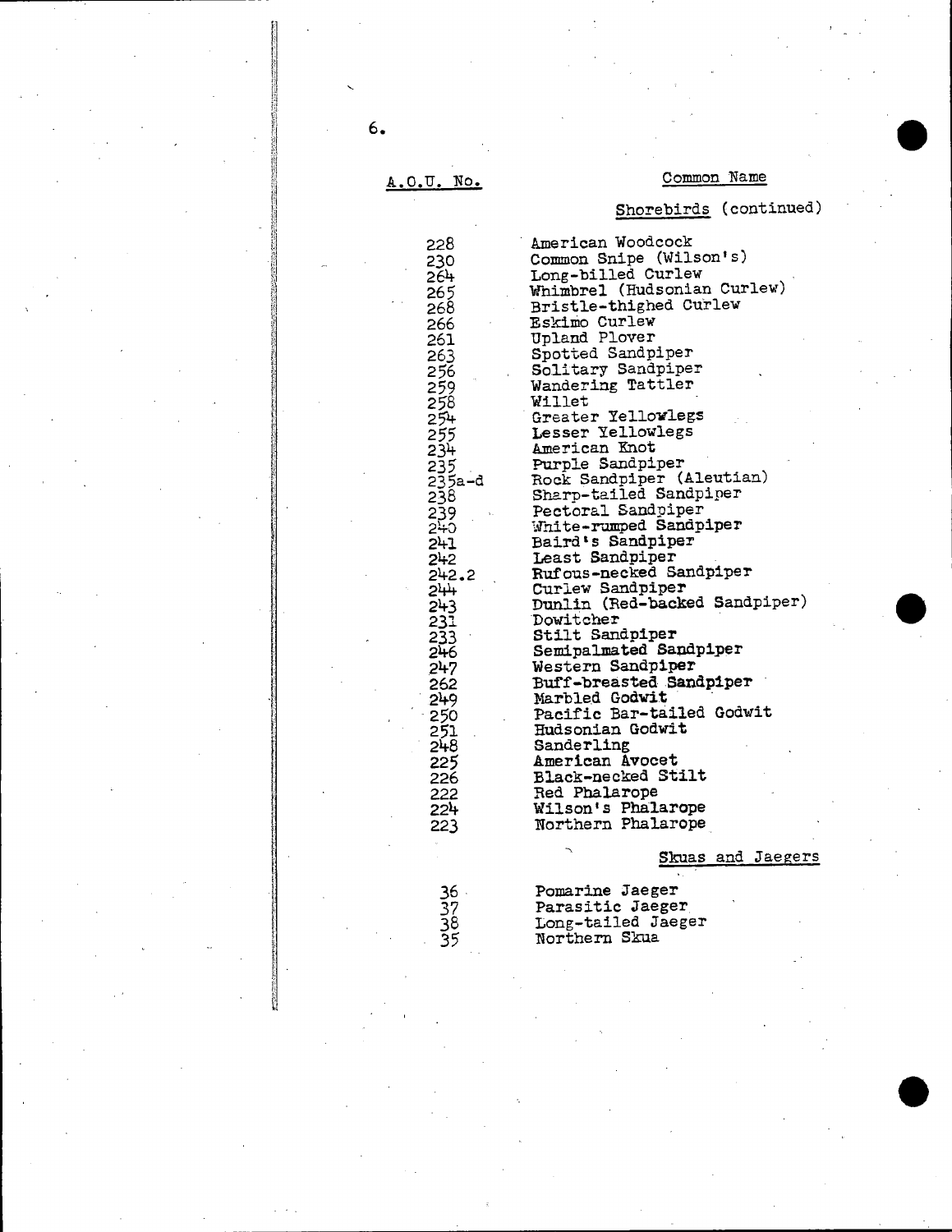| A.O.U. No. | Common Name |
|---|---|
| | **Shorebirds (continued)** |
| 228 | American Woodcock |
| 230 | Common Snipe (Wilson's) |
| 264 | Long-billed Curlew |
| 265 | Whimbrel (Hudsonian Curlew) |
| 268 | Bristle-thighed Curlew |
| 266 | Eskimo Curlew |
| 261 | Upland Plover |
| 263 | Spotted Sandpiper |
| 256 | Solitary Sandpiper |
| 259 | Wandering Tattler |
| 258 | Willet |
| 254 | Greater Yellowlegs |
| 255 | Lesser Yellowlegs |
| 234 | American Knot |
| 235 | Purple Sandpiper |
| 235a-d | Rock Sandpiper (Aleutian) |
| 238 | Sharp-tailed Sandpiper |
| 239 | Pectoral Sandpiper |
| 240 | White-rumped Sandpiper |
| 241 | Baird's Sandpiper |
| 242 | Least Sandpiper |
| 242.2 | Rufous-necked Sandpiper |
| 244 | Curlew Sandpiper |
| 243 | Dunlin (Red-backed Sandpiper) |
| 231 | Dowitcher |
| 233 | Stilt Sandpiper |
| 246 | Semipalmated Sandpiper |
| 247 | Western Sandpiper |
| 262 | Buff-breasted Sandpiper |
| 249 | Marbled Godwit |
| 250 | Pacific Bar-tailed Godwit |
| 251 | Hudsonian Godwit |
| 248 | Sanderling |
| 225 | American Avocet |
| 226 | Black-necked Stilt |
| 222 | Red Phalarope |
| 224 | Wilson's Phalarope |
| 223 | Northern Phalarope |
| | **Skuas and Jaegers** |
| 36 | Pomarine Jaeger |
| 37 | Parasitic Jaeger |
| 38 | Long-tailed Jaeger |
| 35 | Northern Skua |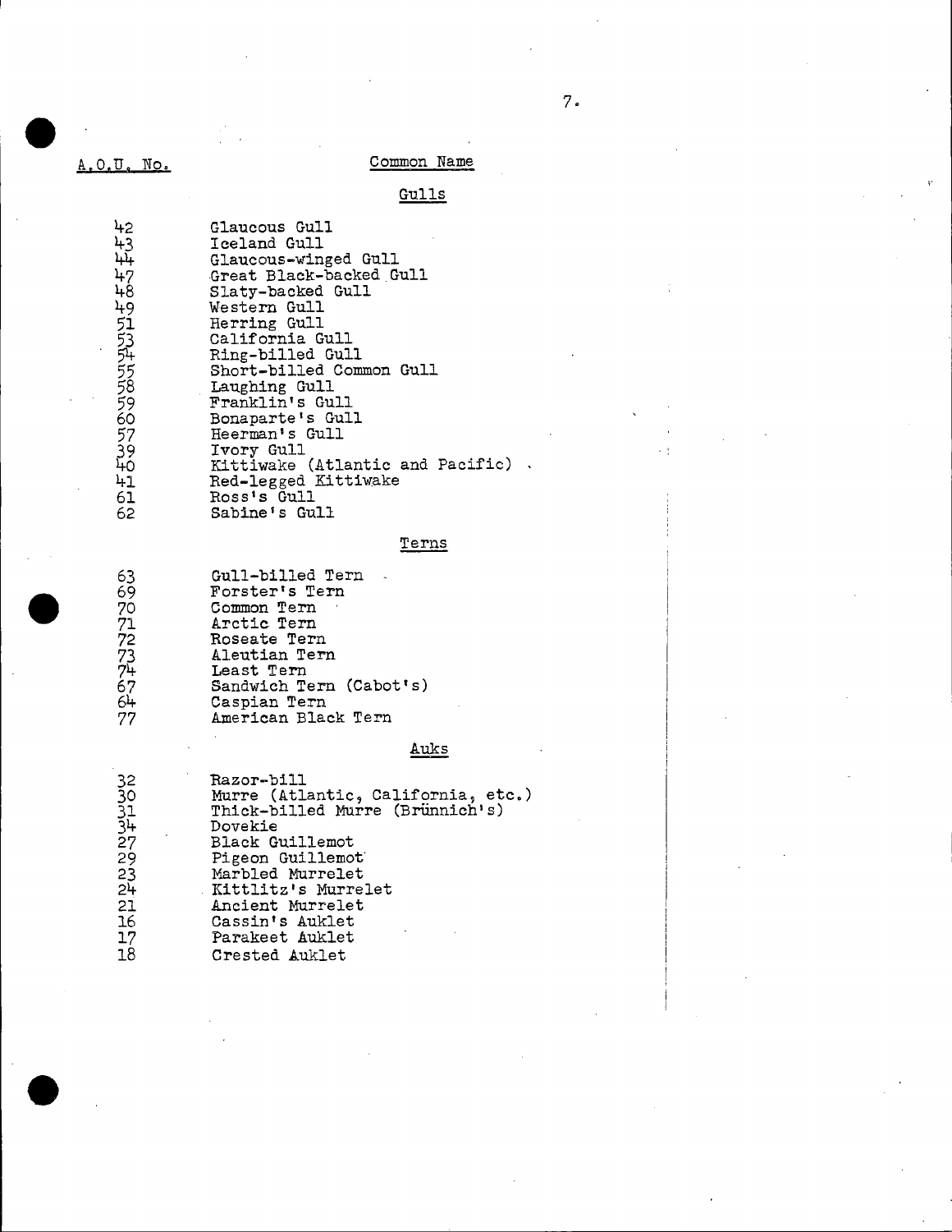| A.O.U. No. | Common Name |
|---|---|
| | **Gulls** |
| 42 | Glaucous Gull |
| 43 | Iceland Gull |
| 44 | Glaucous-winged Gull |
| 47 | Great Black-backed Gull |
| 48 | Slaty-backed Gull |
| 49 | Western Gull |
| 51 | Herring Gull |
| 53 | California Gull |
| 54 | Ring-billed Gull |
| 55 | Short-billed Common Gull |
| 58 | Laughing Gull |
| 59 | Franklin's Gull |
| 60 | Bonaparte's Gull |
| 57 | Heerman's Gull |
| 39 | Ivory Gull |
| 40 | Kittiwake (Atlantic and Pacific) |
| 41 | Red-legged Kittiwake |
| 61 | Ross's Gull |
| 62 | Sabine's Gull |
| | **Terns** |
| 63 | Gull-billed Tern |
| 69 | Forster's Tern |
| 70 | Common Tern |
| 71 | Arctic Tern |
| 72 | Roseate Tern |
| 73 | Aleutian Tern |
| 74 | Least Tern |
| 67 | Sandwich Tern (Cabot's) |
| 64 | Caspian Tern |
| 77 | American Black Tern |
| | **Auks** |
| 32 | Razor-bill |
| 30 | Murre (Atlantic, California, etc.) |
| 31 | Thick-billed Murre (Brünnich's) |
| 34 | Dovekie |
| 27 | Black Guillemot |
| 29 | Pigeon Guillemot |
| 23 | Marbled Murrelet |
| 24 | Kittlitz's Murrelet |
| 21 | Ancient Murrelet |
| 16 | Cassin's Auklet |
| 17 | Parakeet Auklet |
| 18 | Crested Auklet |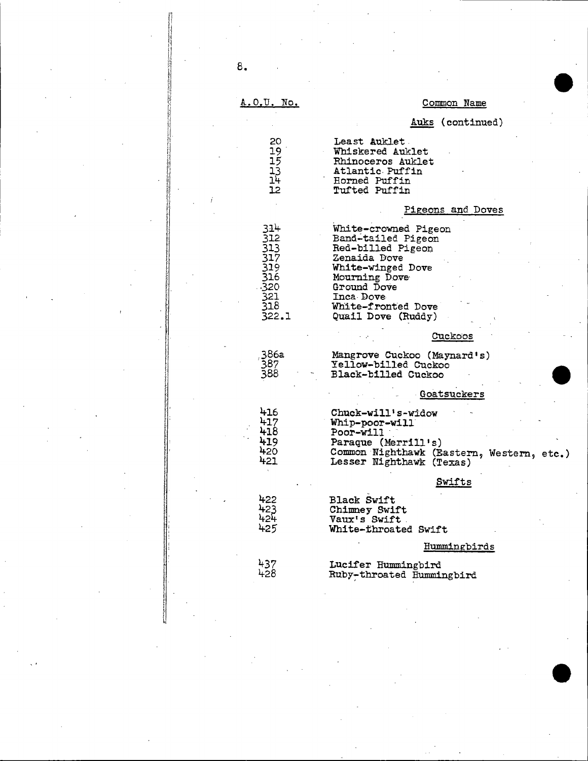| A.O.U. No. | Common Name |
|---|---|
| | **Auks** (continued) |
| 20 | Least Auklet |
| 19 | Whiskered Auklet |
| 15 | Rhinoceros Auklet |
| 13 | Atlantic Puffin |
| 14 | Horned Puffin |
| 12 | Tufted Puffin |
| | **Pigeons and Doves** |
| 314 | White-crowned Pigeon |
| 312 | Band-tailed Pigeon |
| 313 | Red-billed Pigeon |
| 317 | Zenaida Dove |
| 319 | White-winged Dove |
| 316 | Mourning Dove |
| 320 | Ground Dove |
| 321 | Inca Dove |
| 318 | White-fronted Dove |
| 322.1 | Quail Dove (Ruddy) |
| | **Cuckoos** |
| 386a | Mangrove Cuckoo (Maynard's) |
| 387 | Yellow-billed Cuckoo |
| 388 | Black-billed Cuckoo |
| | **Goatsuckers** |
| 416 | Chuck-will's-widow |
| 417 | Whip-poor-will |
| 418 | Poor-will |
| 419 | Paraque (Merrill's) |
| 420 | Common Nighthawk (Eastern, Western, etc.) |
| 421 | Lesser Nighthawk (Texas) |
| | **Swifts** |
| 422 | Black Swift |
| 423 | Chimney Swift |
| 424 | Vaux's Swift |
| 425 | White-throated Swift |
| | **Hummingbirds** |
| 437 | Lucifer Hummingbird |
| 428 | Ruby-throated Hummingbird |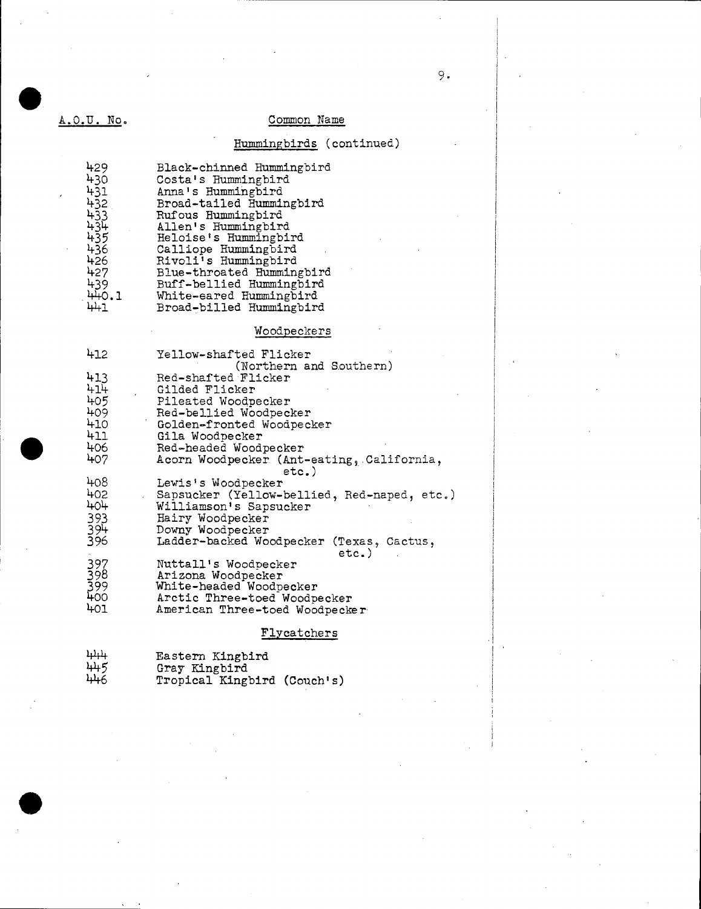| A.O.U. No. | Common Name |
|---|---|
| | **Hummingbirds (continued)** |
| 429 | Black-chinned Hummingbird |
| 430 | Costa's Hummingbird |
| 431 | Anna's Hummingbird |
| 432 | Broad-tailed Hummingbird |
| 433 | Rufous Hummingbird |
| 434 | Allen's Hummingbird |
| 435 | Heloise's Hummingbird |
| 436 | Calliope Hummingbird |
| 426 | Rivoli's Hummingbird |
| 427 | Blue-throated Hummingbird |
| 439 | Buff-bellied Hummingbird |
| 440.1 | White-eared Hummingbird |
| 441 | Broad-billed Hummingbird |
| | **Woodpeckers** |
| 412 | Yellow-shafted Flicker (Northern and Southern) |
| 413 | Red-shafted Flicker |
| 414 | Gilded Flicker |
| 405 | Pileated Woodpecker |
| 409 | Red-bellied Woodpecker |
| 410 | Golden-fronted Woodpecker |
| 411 | Gila Woodpecker |
| 406 | Red-headed Woodpecker |
| 407 | Acorn Woodpecker (Ant-eating, California, etc.) |
| 408 | Lewis's Woodpecker |
| 402 | Sapsucker (Yellow-bellied, Red-naped, etc.) |
| 404 | Williamson's Sapsucker |
| 393 | Hairy Woodpecker |
| 394 | Downy Woodpecker |
| 396 | Ladder-backed Woodpecker (Texas, Cactus, etc.) |
| 397 | Nuttall's Woodpecker |
| 398 | Arizona Woodpecker |
| 399 | White-headed Woodpecker |
| 400 | Arctic Three-toed Woodpecker |
| 401 | American Three-toed Woodpecker |
| | **Flycatchers** |
| 444 | Eastern Kingbird |
| 445 | Gray Kingbird |
| 446 | Tropical Kingbird (Couch's) |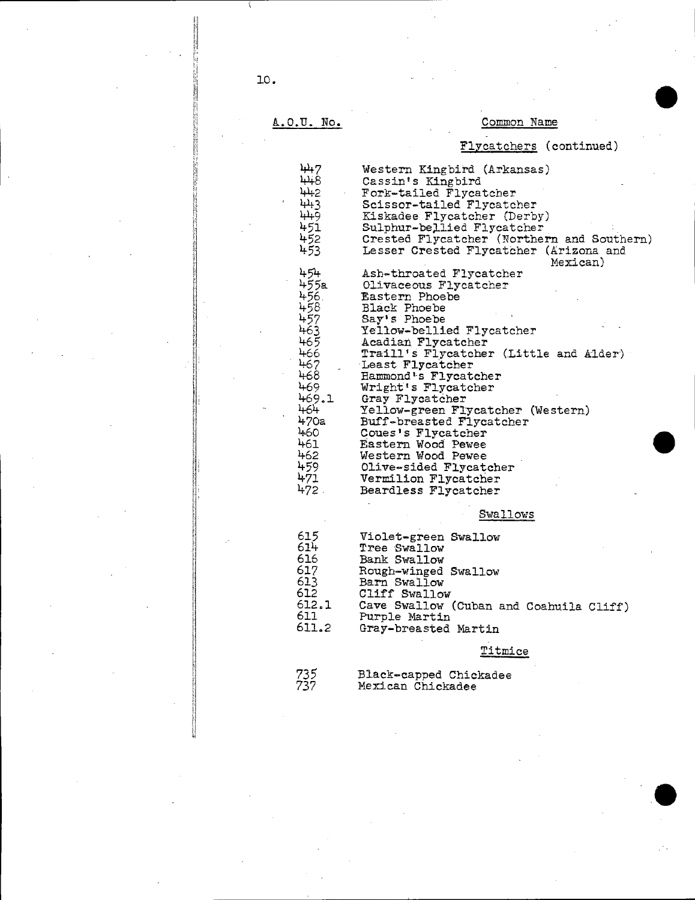| A.O.U. No. | Common Name |
|---|---|
| | **Flycatchers** (continued) |
| 447 | Western Kingbird (Arkansas) |
| 448 | Cassin's Kingbird |
| 442 | Fork-tailed Flycatcher |
| 443 | Scissor-tailed Flycatcher |
| 449 | Kiskadee Flycatcher (Derby) |
| 451 | Sulphur-bellied Flycatcher |
| 452 | Crested Flycatcher (Northern and Southern) |
| 453 | Lesser Crested Flycatcher (Arizona and Mexican) |
| 454 | Ash-throated Flycatcher |
| 455a | Olivaceous Flycatcher |
| 456 | Eastern Phoebe |
| 458 | Black Phoebe |
| 457 | Say's Phoebe |
| 463 | Yellow-bellied Flycatcher |
| 465 | Acadian Flycatcher |
| 466 | Traill's Flycatcher (Little and Alder) |
| 467 | Least Flycatcher |
| 468 | Hammond's Flycatcher |
| 469 | Wright's Flycatcher |
| 469.1 | Gray Flycatcher |
| 464 | Yellow-green Flycatcher (Western) |
| 470a | Buff-breasted Flycatcher |
| 460 | Coues's Flycatcher |
| 461 | Eastern Wood Pewee |
| 462 | Western Wood Pewee |
| 459 | Olive-sided Flycatcher |
| 471 | Vermilion Flycatcher |
| 472 | Beardless Flycatcher |
| | **Swallows** |
| 615 | Violet-green Swallow |
| 614 | Tree Swallow |
| 616 | Bank Swallow |
| 617 | Rough-winged Swallow |
| 613 | Barn Swallow |
| 612 | Cliff Swallow |
| 612.1 | Cave Swallow (Cuban and Coahuila Cliff) |
| 611 | Purple Martin |
| 611.2 | Gray-breasted Martin |
| | **Titmice** |
| 735 | Black-capped Chickadee |
| 737 | Mexican Chickadee |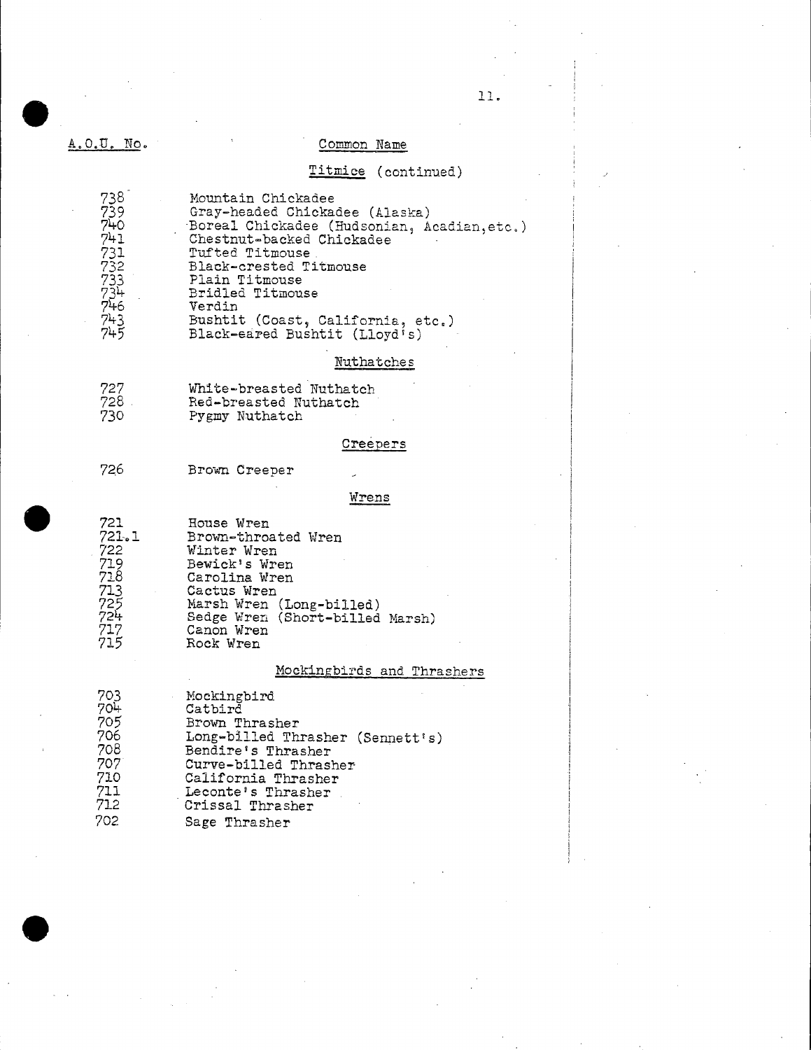| A.O.U. No. | Common Name |
|---|---|
| | **Titmice** (continued) |
| 738 | Mountain Chickadee |
| 739 | Gray-headed Chickadee (Alaska) |
| 740 | Boreal Chickadee (Hudsonian, Acadian,etc.) |
| 741 | Chestnut-backed Chickadee |
| 731 | Tufted Titmouse |
| 732 | Black-crested Titmouse |
| 733 | Plain Titmouse |
| 734 | Bridled Titmouse |
| 746 | Verdin |
| 743 | Bushtit (Coast, California, etc.) |
| 745 | Black-eared Bushtit (Lloyd's) |
| | **Nuthatches** |
| 727 | White-breasted Nuthatch |
| 728 | Red-breasted Nuthatch |
| 730 | Pygmy Nuthatch |
| | **Creepers** |
| 726 | Brown Creeper |
| | **Wrens** |
| 721 | House Wren |
| 721.1 | Brown-throated Wren |
| 722 | Winter Wren |
| 719 | Bewick's Wren |
| 718 | Carolina Wren |
| 713 | Cactus Wren |
| 725 | Marsh Wren (Long-billed) |
| 724 | Sedge Wren (Short-billed Marsh) |
| 717 | Canon Wren |
| 715 | Rock Wren |
| | **Mockingbirds and Thrashers** |
| 703 | Mockingbird |
| 704 | Catbird |
| 705 | Brown Thrasher |
| 706 | Long-billed Thrasher (Sennett's) |
| 708 | Bendire's Thrasher |
| 707 | Curve-billed Thrasher |
| 710 | California Thrasher |
| 711 | Leconte's Thrasher |
| 712 | Crissal Thrasher |
| 702 | Sage Thrasher |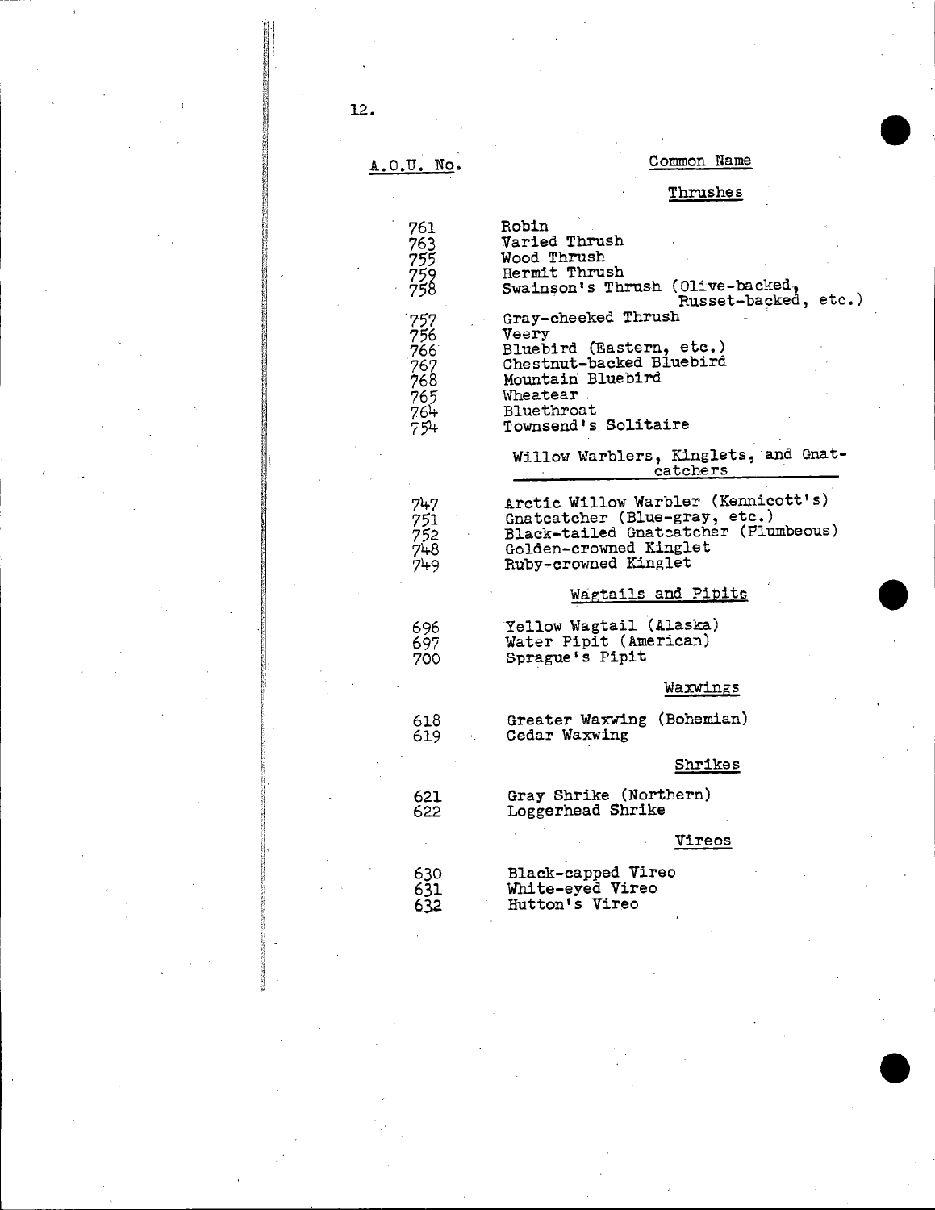| A.O.U. No. | Common Name |
|---|---|
| | **Thrushes** |
| 761 | Robin |
| 763 | Varied Thrush |
| 755 | Wood Thrush |
| 759 | Hermit Thrush |
| 758 | Swainson's Thrush (Olive-backed, Russet-backed, etc.) |
| 757 | Gray-cheeked Thrush |
| 756 | Veery |
| 766 | Bluebird (Eastern, etc.) |
| 767 | Chestnut-backed Bluebird |
| 768 | Mountain Bluebird |
| 765 | Wheatear |
| 764 | Bluethroat |
| 754 | Townsend's Solitaire |
| | **Willow Warblers, Kinglets, and Gnat-catchers** |
| 747 | Arctic Willow Warbler (Kennicott's) |
| 751 | Gnatcatcher (Blue-gray, etc.) |
| 752 | Black-tailed Gnatcatcher (Plumbeous) |
| 748 | Golden-crowned Kinglet |
| 749 | Ruby-crowned Kinglet |
| | **Wagtails and Pipits** |
| 696 | Yellow Wagtail (Alaska) |
| 697 | Water Pipit (American) |
| 700 | Sprague's Pipit |
| | **Waxwings** |
| 618 | Greater Waxwing (Bohemian) |
| 619 | Cedar Waxwing |
| | **Shrikes** |
| 621 | Gray Shrike (Northern) |
| 622 | Loggerhead Shrike |
| | **Vireos** |
| 630 | Black-capped Vireo |
| 631 | White-eyed Vireo |
| 632 | Hutton's Vireo |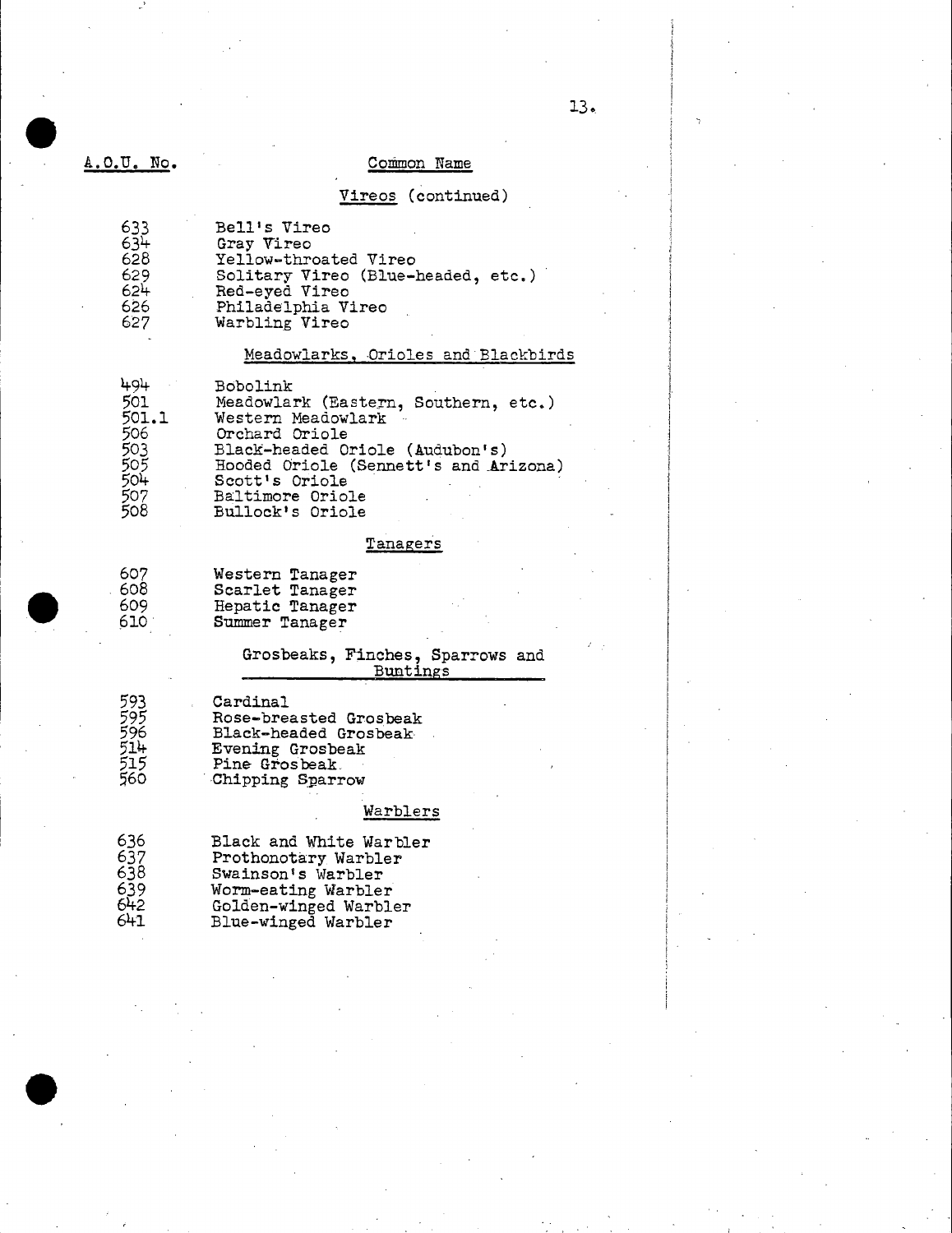| A.O.U. No. | Common Name |
|---|---|
| | **Vireos (continued)** |
| 633 | Bell's Vireo |
| 634 | Gray Vireo |
| 628 | Yellow-throated Vireo |
| 629 | Solitary Vireo (Blue-headed, etc.) |
| 624 | Red-eyed Vireo |
| 626 | Philadelphia Vireo |
| 627 | Warbling Vireo |
| | **Meadowlarks, Orioles and Blackbirds** |
| 494 | Bobolink |
| 501 | Meadowlark (Eastern, Southern, etc.) |
| 501.1 | Western Meadowlark |
| 506 | Orchard Oriole |
| 503 | Black-headed Oriole (Audubon's) |
| 505 | Hooded Oriole (Sennett's and Arizona) |
| 504 | Scott's Oriole |
| 507 | Baltimore Oriole |
| 508 | Bullock's Oriole |
| | **Tanagers** |
| 607 | Western Tanager |
| 608 | Scarlet Tanager |
| 609 | Hepatic Tanager |
| 610 | Summer Tanager |
| | **Grosbeaks, Finches, Sparrows and Buntings** |
| 593 | Cardinal |
| 595 | Rose-breasted Grosbeak |
| 596 | Black-headed Grosbeak |
| 514 | Evening Grosbeak |
| 515 | Pine Grosbeak |
| 560 | Chipping Sparrow |
| | **Warblers** |
| 636 | Black and White Warbler |
| 637 | Prothonotary Warbler |
| 638 | Swainson's Warbler |
| 639 | Worm-eating Warbler |
| 642 | Golden-winged Warbler |
| 641 | Blue-winged Warbler |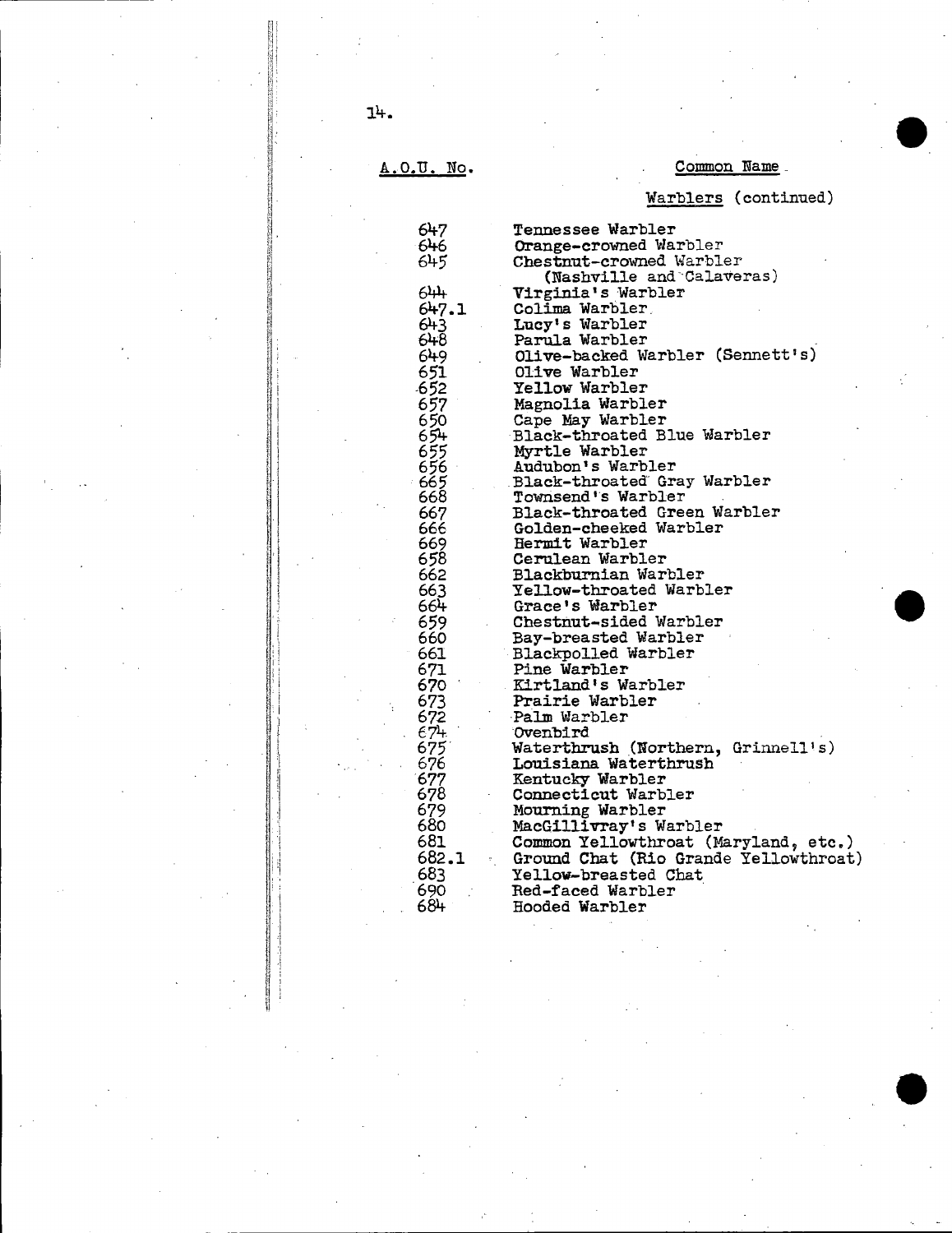| A.O.U. No. | Common Name |
|---|---|
| | Warblers (continued) |
| 647 | Tennessee Warbler |
| 646 | Orange-crowned Warbler |
| 645 | Chestnut-crowned Warbler (Nashville and Calaveras) |
| 644 | Virginia's Warbler |
| 647.1 | Colima Warbler |
| 643 | Lucy's Warbler |
| 648 | Parula Warbler |
| 649 | Olive-backed Warbler (Sennett's) |
| 651 | Olive Warbler |
| 652 | Yellow Warbler |
| 657 | Magnolia Warbler |
| 650 | Cape May Warbler |
| 654 | Black-throated Blue Warbler |
| 655 | Myrtle Warbler |
| 656 | Audubon's Warbler |
| 665 | Black-throated Gray Warbler |
| 668 | Townsend's Warbler |
| 667 | Black-throated Green Warbler |
| 666 | Golden-cheeked Warbler |
| 669 | Hermit Warbler |
| 658 | Cerulean Warbler |
| 662 | Blackburnian Warbler |
| 663 | Yellow-throated Warbler |
| 664 | Grace's Warbler |
| 659 | Chestnut-sided Warbler |
| 660 | Bay-breasted Warbler |
| 661 | Blackpolled Warbler |
| 671 | Pine Warbler |
| 670 | Kirtland's Warbler |
| 673 | Prairie Warbler |
| 672 | Palm Warbler |
| 674 | Ovenbird |
| 675 | Waterthrush (Northern, Grinnell's) |
| 676 | Louisiana Waterthrush |
| 677 | Kentucky Warbler |
| 678 | Connecticut Warbler |
| 679 | Mourning Warbler |
| 680 | MacGillivray's Warbler |
| 681 | Common Yellowthroat (Maryland, etc.) |
| 682.1 | Ground Chat (Rio Grande Yellowthroat) |
| 683 | Yellow-breasted Chat |
| 690 | Red-faced Warbler |
| 684 | Hooded Warbler |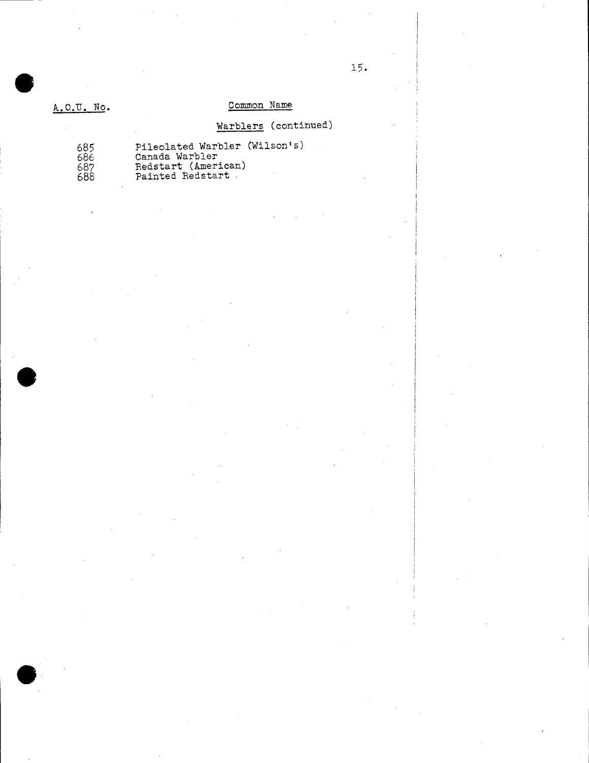| A.O.U. No. | Common Name |
| --- | --- |
| | Warblers (continued) |
| 685 | Pileolated Warbler (Wilson's) |
| 686 | Canada Warbler |
| 687 | Redstart (American) |
| 688 | Painted Redstart |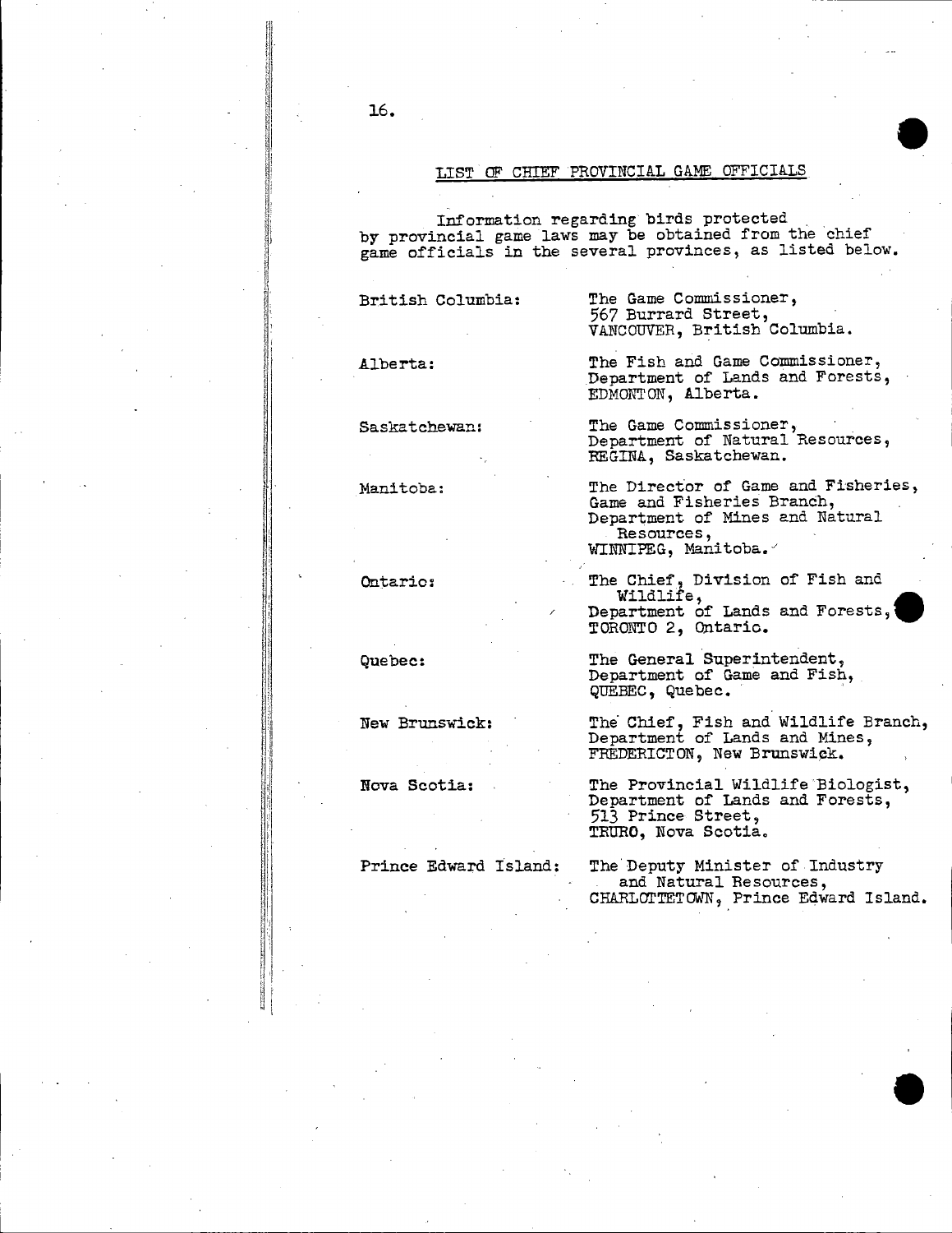## LIST OF CHIEF PROVINCIAL GAME OFFICIALS

Information regarding birds protected by provincial game laws may be obtained from the chief game officials in the several provinces, as listed below.

| | |
|---|---|
| British Columbia: | The Game Commissioner, 567 Burrard Street, VANCOUVER, British Columbia. |
| Alberta: | The Fish and Game Commissioner, Department of Lands and Forests, EDMONTON, Alberta. |
| Saskatchewan: | The Game Commissioner, Department of Natural Resources, REGINA, Saskatchewan. |
| Manitoba: | The Director of Game and Fisheries, Game and Fisheries Branch, Department of Mines and Natural Resources, WINNIPEG, Manitoba. |
| Ontario: | The Chief, Division of Fish and Wildlife, Department of Lands and Forests, TORONTO 2, Ontario. |
| Quebec: | The General Superintendent, Department of Game and Fish, QUEBEC, Quebec. |
| New Brunswick: | The Chief, Fish and Wildlife Branch, Department of Lands and Mines, FREDERICTON, New Brunswick. |
| Nova Scotia: | The Provincial Wildlife Biologist, Department of Lands and Forests, 513 Prince Street, TRURO, Nova Scotia. |
| Prince Edward Island: | The Deputy Minister of Industry and Natural Resources, CHARLOTTETOWN, Prince Edward Island. |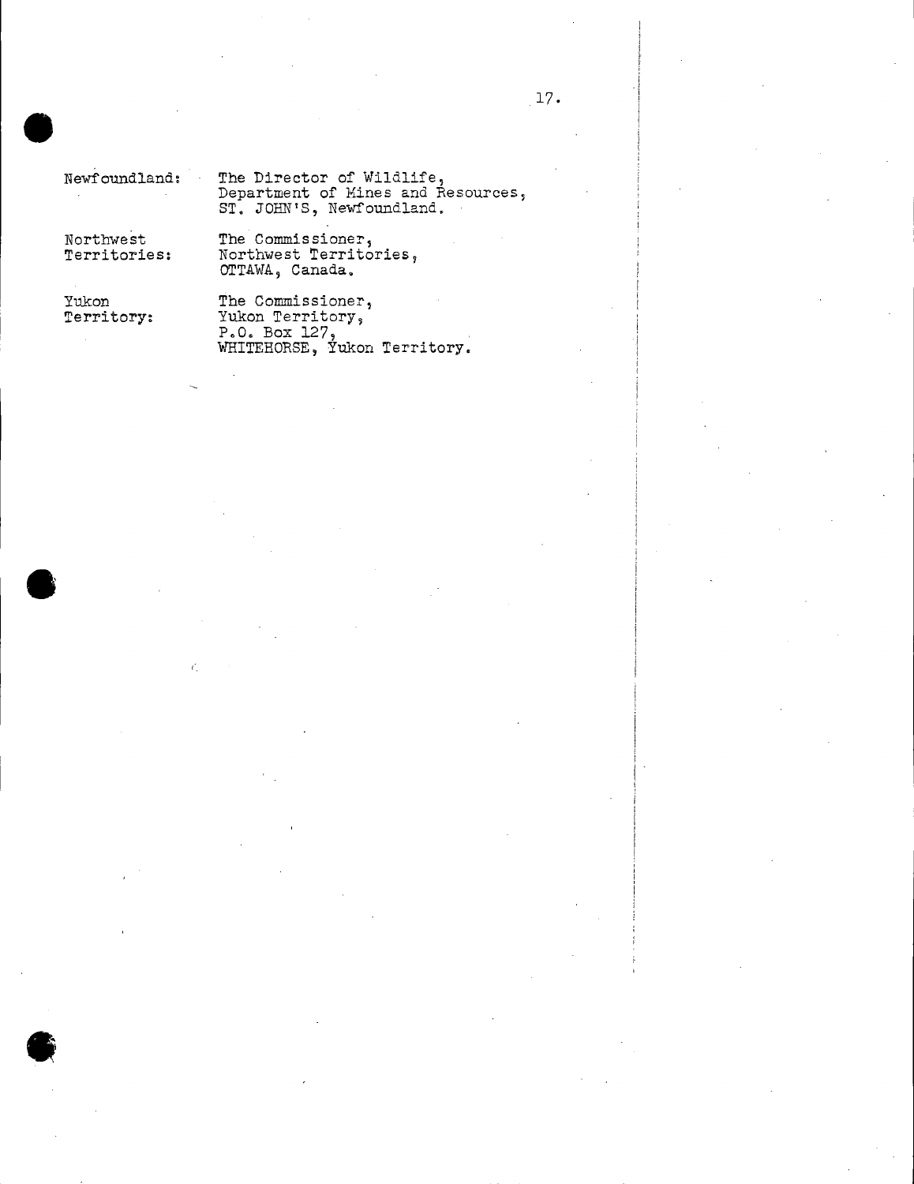Newfoundland: The Director of Wildlife,
Department of Mines and Resources,
ST. JOHN'S, Newfoundland.

Northwest Territories: The Commissioner,
Northwest Territories,
OTTAWA, Canada.

Yukon Territory: The Commissioner,
Yukon Territory,
P.O. Box 127,
WHITEHORSE, Yukon Territory.